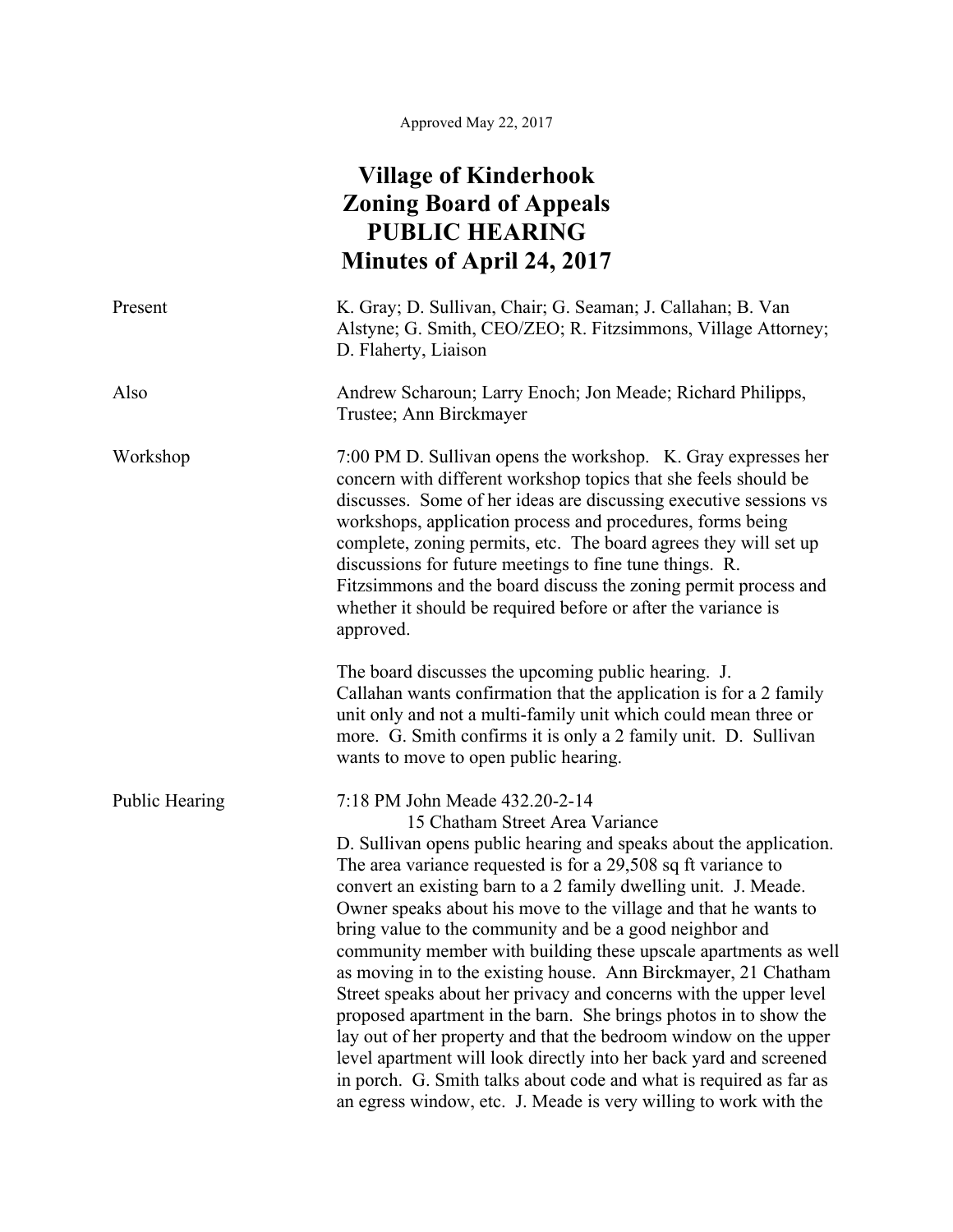Approved May 22, 2017

# Village of Kinderhook
# Zoning Board of Appeals
# PUBLIC HEARING
# Minutes of April 24, 2017

Present: K. Gray; D. Sullivan, Chair; G. Seaman; J. Callahan; B. Van Alstyne; G. Smith, CEO/ZEO; R. Fitzsimmons, Village Attorney; D. Flaherty, Liaison

Also: Andrew Scharoun; Larry Enoch; Jon Meade; Richard Philipps, Trustee; Ann Birckmayer

**Workshop**

7:00 PM D. Sullivan opens the workshop. K. Gray expresses her concern with different workshop topics that she feels should be discusses. Some of her ideas are discussing executive sessions vs workshops, application process and procedures, forms being complete, zoning permits, etc. The board agrees they will set up discussions for future meetings to fine tune things. R. Fitzsimmons and the board discuss the zoning permit process and whether it should be required before or after the variance is approved.

The board discusses the upcoming public hearing. J. Callahan wants confirmation that the application is for a 2 family unit only and not a multi-family unit which could mean three or more. G. Smith confirms it is only a 2 family unit. D. Sullivan wants to move to open public hearing.

**Public Hearing**

7:18 PM John Meade 432.20-2-14
15 Chatham Street Area Variance

D. Sullivan opens public hearing and speaks about the application. The area variance requested is for a 29,508 sq ft variance to convert an existing barn to a 2 family dwelling unit. J. Meade. Owner speaks about his move to the village and that he wants to bring value to the community and be a good neighbor and community member with building these upscale apartments as well as moving in to the existing house. Ann Birckmayer, 21 Chatham Street speaks about her privacy and concerns with the upper level proposed apartment in the barn. She brings photos in to show the lay out of her property and that the bedroom window on the upper level apartment will look directly into her back yard and screened in porch. G. Smith talks about code and what is required as far as an egress window, etc. J. Meade is very willing to work with the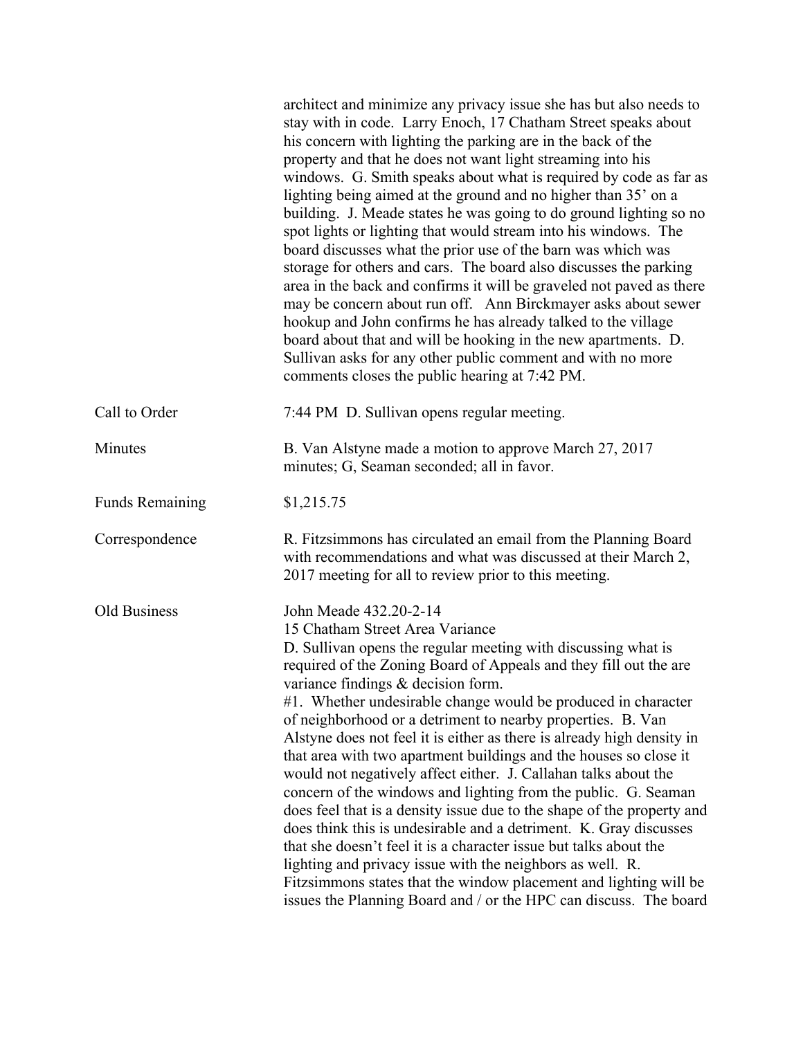architect and minimize any privacy issue she has but also needs to stay with in code. Larry Enoch, 17 Chatham Street speaks about his concern with lighting the parking are in the back of the property and that he does not want light streaming into his windows. G. Smith speaks about what is required by code as far as lighting being aimed at the ground and no higher than 35' on a building. J. Meade states he was going to do ground lighting so no spot lights or lighting that would stream into his windows. The board discusses what the prior use of the barn was which was storage for others and cars. The board also discusses the parking area in the back and confirms it will be graveled not paved as there may be concern about run off. Ann Birckmayer asks about sewer hookup and John confirms he has already talked to the village board about that and will be hooking in the new apartments. D. Sullivan asks for any other public comment and with no more comments closes the public hearing at 7:42 PM.

| | |
|---|---|
| Call to Order | 7:44 PM D. Sullivan opens regular meeting. |
| Minutes | B. Van Alstyne made a motion to approve March 27, 2017 minutes; G, Seaman seconded; all in favor. |
| Funds Remaining | $1,215.75 |
| Correspondence | R. Fitzsimmons has circulated an email from the Planning Board with recommendations and what was discussed at their March 2, 2017 meeting for all to review prior to this meeting. |
| Old Business | John Meade 432.20-2-14<br>15 Chatham Street Area Variance<br>D. Sullivan opens the regular meeting with discussing what is required of the Zoning Board of Appeals and they fill out the are variance findings & decision form.<br>#1. Whether undesirable change would be produced in character of neighborhood or a detriment to nearby properties. B. Van Alstyne does not feel it is either as there is already high density in that area with two apartment buildings and the houses so close it would not negatively affect either. J. Callahan talks about the concern of the windows and lighting from the public. G. Seaman does feel that is a density issue due to the shape of the property and does think this is undesirable and a detriment. K. Gray discusses that she doesn't feel it is a character issue but talks about the lighting and privacy issue with the neighbors as well. R. Fitzsimmons states that the window placement and lighting will be issues the Planning Board and / or the HPC can discuss. The board |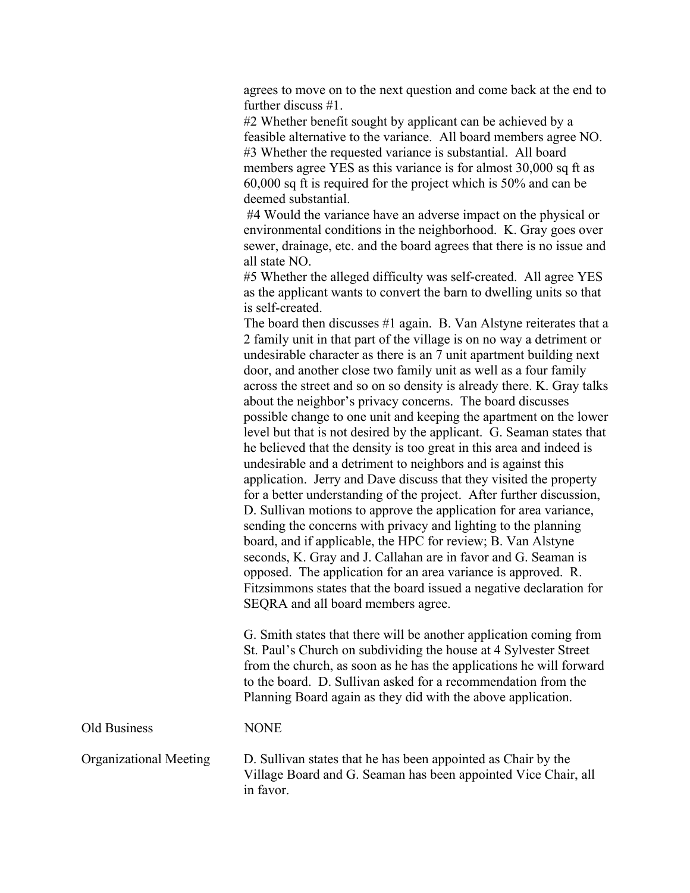agrees to move on to the next question and come back at the end to further discuss #1.

#2 Whether benefit sought by applicant can be achieved by a feasible alternative to the variance. All board members agree NO.

#3 Whether the requested variance is substantial. All board members agree YES as this variance is for almost 30,000 sq ft as 60,000 sq ft is required for the project which is 50% and can be deemed substantial.

#4 Would the variance have an adverse impact on the physical or environmental conditions in the neighborhood. K. Gray goes over sewer, drainage, etc. and the board agrees that there is no issue and all state NO.

#5 Whether the alleged difficulty was self-created. All agree YES as the applicant wants to convert the barn to dwelling units so that is self-created.

The board then discusses #1 again. B. Van Alstyne reiterates that a 2 family unit in that part of the village is on no way a detriment or undesirable character as there is an 7 unit apartment building next door, and another close two family unit as well as a four family across the street and so on so density is already there. K. Gray talks about the neighbor's privacy concerns. The board discusses possible change to one unit and keeping the apartment on the lower level but that is not desired by the applicant. G. Seaman states that he believed that the density is too great in this area and indeed is undesirable and a detriment to neighbors and is against this application. Jerry and Dave discuss that they visited the property for a better understanding of the project. After further discussion, D. Sullivan motions to approve the application for area variance, sending the concerns with privacy and lighting to the planning board, and if applicable, the HPC for review; B. Van Alstyne seconds, K. Gray and J. Callahan are in favor and G. Seaman is opposed. The application for an area variance is approved. R. Fitzsimmons states that the board issued a negative declaration for SEQRA and all board members agree.

G. Smith states that there will be another application coming from St. Paul's Church on subdividing the house at 4 Sylvester Street from the church, as soon as he has the applications he will forward to the board. D. Sullivan asked for a recommendation from the Planning Board again as they did with the above application.

**Old Business** NONE

**Organizational Meeting** D. Sullivan states that he has been appointed as Chair by the Village Board and G. Seaman has been appointed Vice Chair, all in favor.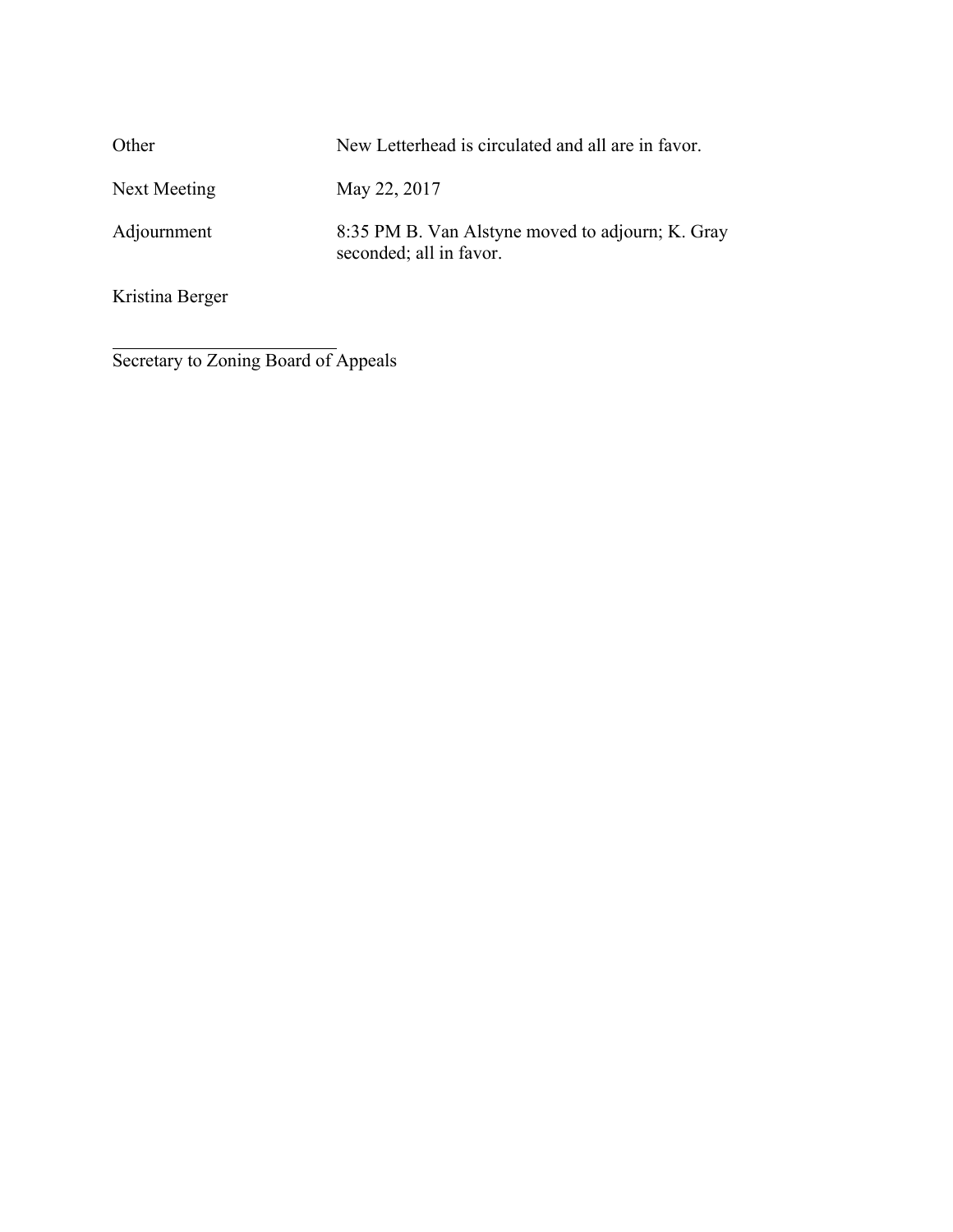| | |
|---|---|
| Other | New Letterhead is circulated and all are in favor. |
| Next Meeting | May 22, 2017 |
| Adjournment | 8:35 PM B. Van Alstyne moved to adjourn; K. Gray seconded; all in favor. |

Kristina Berger

_________________________
Secretary to Zoning Board of Appeals